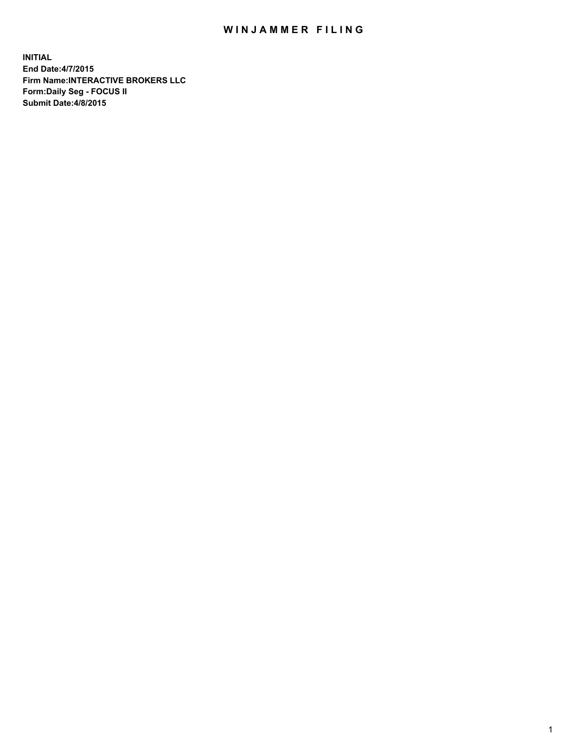# WINJAMMER FILING

**INITIAL**
**End Date:4/7/2015**
**Firm Name:INTERACTIVE BROKERS LLC**
**Form:Daily Seg - FOCUS II**
**Submit Date:4/8/2015**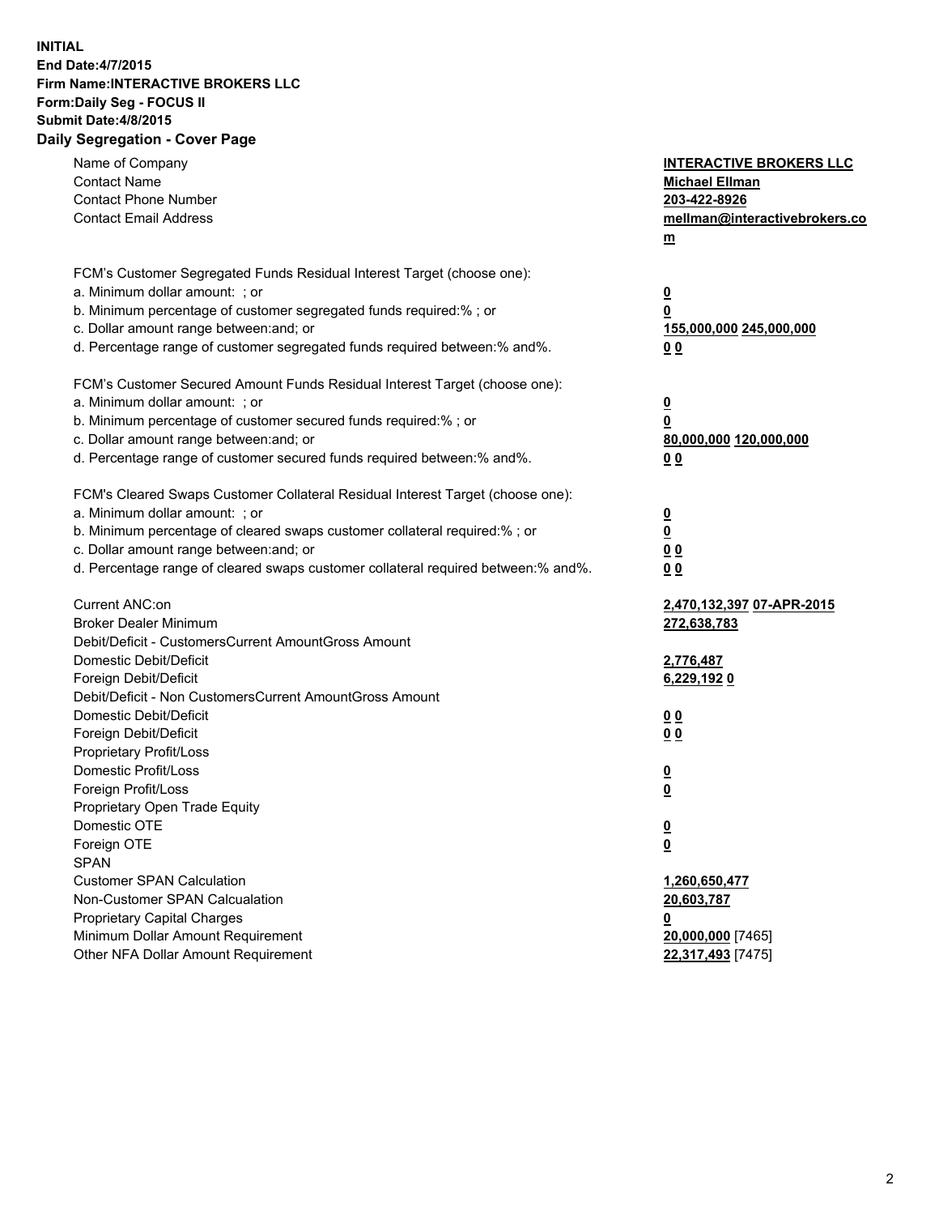**INITIAL**
**End Date:4/7/2015**
**Firm Name:INTERACTIVE BROKERS LLC**
**Form:Daily Seg - FOCUS II**
**Submit Date:4/8/2015**

## Daily Segregation - Cover Page

| | |
|---|---|
| Name of Company | **INTERACTIVE BROKERS LLC** |
| Contact Name | **Michael Ellman** |
| Contact Phone Number | **203-422-8926** |
| Contact Email Address | **mellman@interactivebrokers.com** |
| FCM's Customer Segregated Funds Residual Interest Target (choose one): | |
| a. Minimum dollar amount: ; or | **0** |
| b. Minimum percentage of customer segregated funds required:% ; or | **0** |
| c. Dollar amount range between:and; or | **155,000,000 245,000,000** |
| d. Percentage range of customer segregated funds required between:% and%. | **0 0** |
| FCM's Customer Secured Amount Funds Residual Interest Target (choose one): | |
| a. Minimum dollar amount: ; or | **0** |
| b. Minimum percentage of customer secured funds required:% ; or | **0** |
| c. Dollar amount range between:and; or | **80,000,000 120,000,000** |
| d. Percentage range of customer secured funds required between:% and%. | **0 0** |
| FCM's Cleared Swaps Customer Collateral Residual Interest Target (choose one): | |
| a. Minimum dollar amount: ; or | **0** |
| b. Minimum percentage of cleared swaps customer collateral required:% ; or | **0** |
| c. Dollar amount range between:and; or | **0 0** |
| d. Percentage range of cleared swaps customer collateral required between:% and%. | **0 0** |
| Current ANC:on | **2,470,132,397 07-APR-2015** |
| Broker Dealer Minimum | **272,638,783** |
| Debit/Deficit - CustomersCurrent AmountGross Amount | |
| Domestic Debit/Deficit | **2,776,487** |
| Foreign Debit/Deficit | **6,229,192 0** |
| Debit/Deficit - Non CustomersCurrent AmountGross Amount | |
| Domestic Debit/Deficit | **0 0** |
| Foreign Debit/Deficit | **0 0** |
| Proprietary Profit/Loss | |
| Domestic Profit/Loss | **0** |
| Foreign Profit/Loss | **0** |
| Proprietary Open Trade Equity | |
| Domestic OTE | **0** |
| Foreign OTE | **0** |
| SPAN | |
| Customer SPAN Calculation | **1,260,650,477** |
| Non-Customer SPAN Calcualation | **20,603,787** |
| Proprietary Capital Charges | **0** |
| Minimum Dollar Amount Requirement | **20,000,000** [7465] |
| Other NFA Dollar Amount Requirement | **22,317,493** [7475] |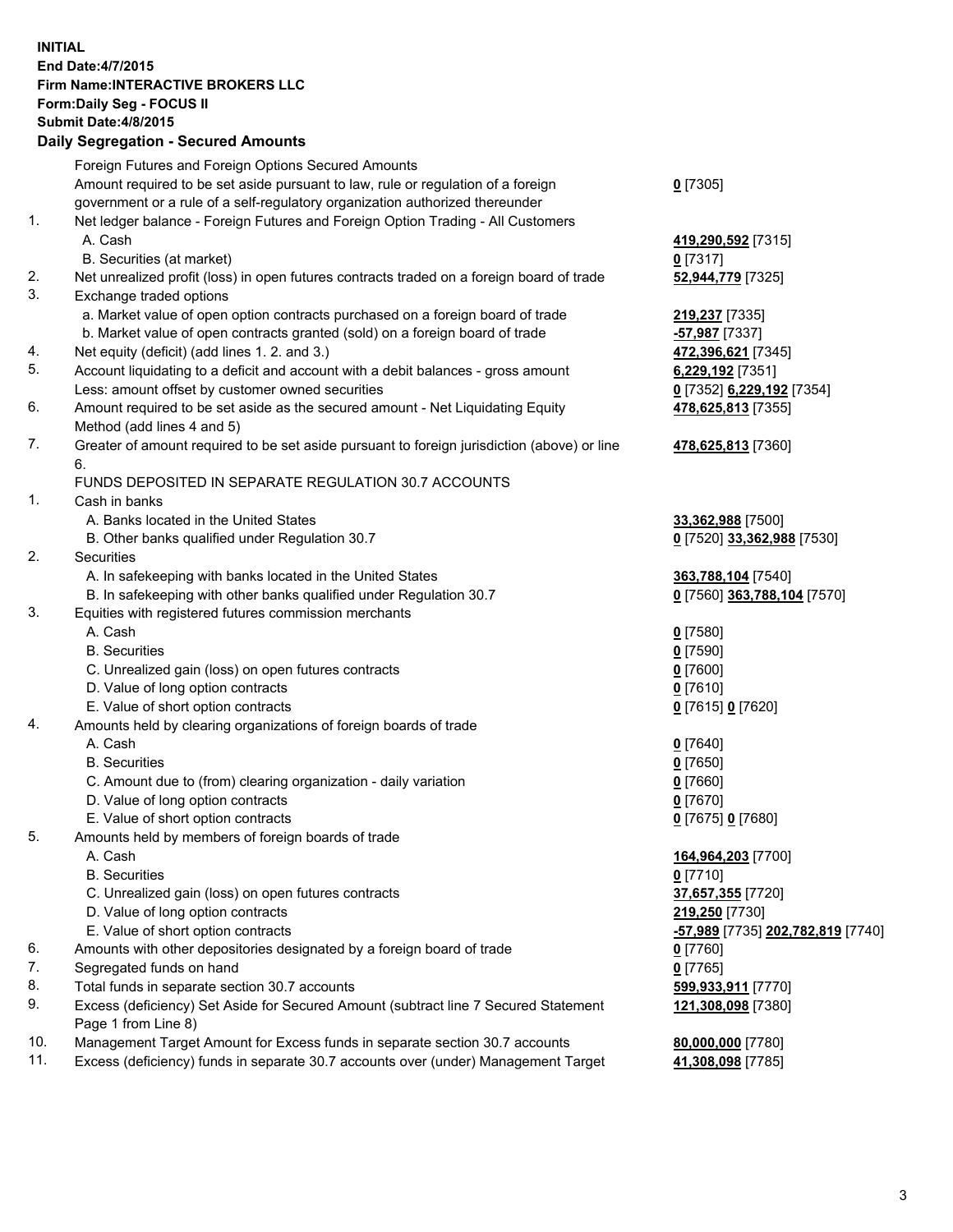**INITIAL**
**End Date:4/7/2015**
**Firm Name:INTERACTIVE BROKERS LLC**
**Form:Daily Seg - FOCUS II**
**Submit Date:4/8/2015**

## Daily Segregation - Secured Amounts

| | | |
|---|---|---|
| | Foreign Futures and Foreign Options Secured Amounts | |
| | Amount required to be set aside pursuant to law, rule or regulation of a foreign government or a rule of a self-regulatory organization authorized thereunder | **0** [7305] |
| 1. | Net ledger balance - Foreign Futures and Foreign Option Trading - All Customers | |
| | A. Cash | **419,290,592** [7315] |
| | B. Securities (at market) | **0** [7317] |
| 2. | Net unrealized profit (loss) in open futures contracts traded on a foreign board of trade | **52,944,779** [7325] |
| 3. | Exchange traded options | |
| | a. Market value of open option contracts purchased on a foreign board of trade | **219,237** [7335] |
| | b. Market value of open contracts granted (sold) on a foreign board of trade | **-57,987** [7337] |
| 4. | Net equity (deficit) (add lines 1. 2. and 3.) | **472,396,621** [7345] |
| 5. | Account liquidating to a deficit and account with a debit balances - gross amount | **6,229,192** [7351] |
| | Less: amount offset by customer owned securities | **0** [7352] **6,229,192** [7354] |
| 6. | Amount required to be set aside as the secured amount - Net Liquidating Equity Method (add lines 4 and 5) | **478,625,813** [7355] |
| 7. | Greater of amount required to be set aside pursuant to foreign jurisdiction (above) or line 6. | **478,625,813** [7360] |
| | FUNDS DEPOSITED IN SEPARATE REGULATION 30.7 ACCOUNTS | |
| 1. | Cash in banks | |
| | A. Banks located in the United States | **33,362,988** [7500] |
| | B. Other banks qualified under Regulation 30.7 | **0** [7520] **33,362,988** [7530] |
| 2. | Securities | |
| | A. In safekeeping with banks located in the United States | **363,788,104** [7540] |
| | B. In safekeeping with other banks qualified under Regulation 30.7 | **0** [7560] **363,788,104** [7570] |
| 3. | Equities with registered futures commission merchants | |
| | A. Cash | **0** [7580] |
| | B. Securities | **0** [7590] |
| | C. Unrealized gain (loss) on open futures contracts | **0** [7600] |
| | D. Value of long option contracts | **0** [7610] |
| | E. Value of short option contracts | **0** [7615] **0** [7620] |
| 4. | Amounts held by clearing organizations of foreign boards of trade | |
| | A. Cash | **0** [7640] |
| | B. Securities | **0** [7650] |
| | C. Amount due to (from) clearing organization - daily variation | **0** [7660] |
| | D. Value of long option contracts | **0** [7670] |
| | E. Value of short option contracts | **0** [7675] **0** [7680] |
| 5. | Amounts held by members of foreign boards of trade | |
| | A. Cash | **164,964,203** [7700] |
| | B. Securities | **0** [7710] |
| | C. Unrealized gain (loss) on open futures contracts | **37,657,355** [7720] |
| | D. Value of long option contracts | **219,250** [7730] |
| | E. Value of short option contracts | **-57,989** [7735] **202,782,819** [7740] |
| 6. | Amounts with other depositories designated by a foreign board of trade | **0** [7760] |
| 7. | Segregated funds on hand | **0** [7765] |
| 8. | Total funds in separate section 30.7 accounts | **599,933,911** [7770] |
| 9. | Excess (deficiency) Set Aside for Secured Amount (subtract line 7 Secured Statement Page 1 from Line 8) | **121,308,098** [7380] |
| 10. | Management Target Amount for Excess funds in separate section 30.7 accounts | **80,000,000** [7780] |
| 11. | Excess (deficiency) funds in separate 30.7 accounts over (under) Management Target | **41,308,098** [7785] |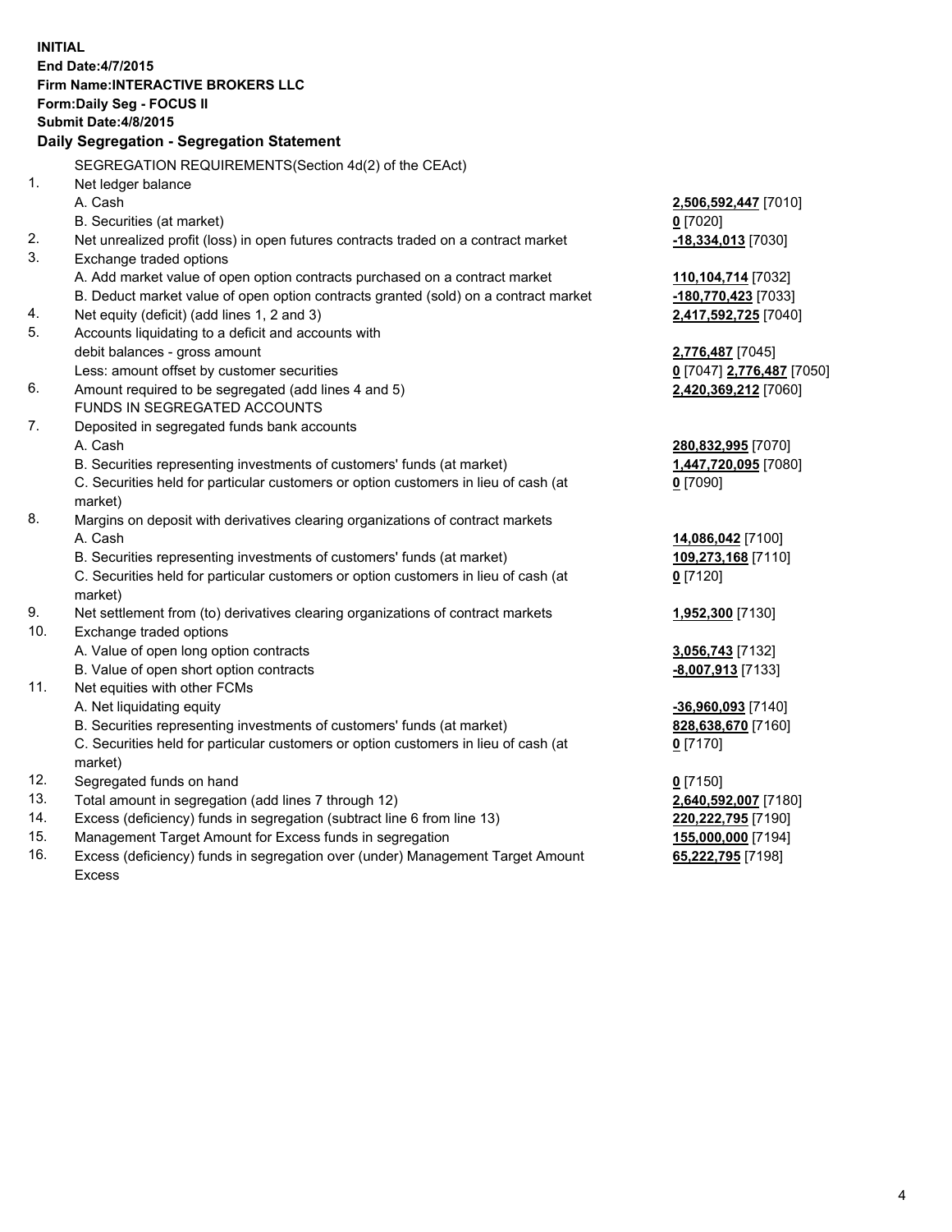**INITIAL**
**End Date:4/7/2015**
**Firm Name:INTERACTIVE BROKERS LLC**
**Form:Daily Seg - FOCUS II**
**Submit Date:4/8/2015**

## Daily Segregation - Segregation Statement

SEGREGATION REQUIREMENTS(Section 4d(2) of the CEAct)

| | | |
|---|---|---|
| 1. | Net ledger balance | |
| | A. Cash | **2,506,592,447** [7010] |
| | B. Securities (at market) | **0** [7020] |
| 2. | Net unrealized profit (loss) in open futures contracts traded on a contract market | **-18,334,013** [7030] |
| 3. | Exchange traded options | |
| | A. Add market value of open option contracts purchased on a contract market | **110,104,714** [7032] |
| | B. Deduct market value of open option contracts granted (sold) on a contract market | **-180,770,423** [7033] |
| 4. | Net equity (deficit) (add lines 1, 2 and 3) | **2,417,592,725** [7040] |
| 5. | Accounts liquidating to a deficit and accounts with | |
| | debit balances - gross amount | **2,776,487** [7045] |
| | Less: amount offset by customer securities | **0** [7047] **2,776,487** [7050] |
| 6. | Amount required to be segregated (add lines 4 and 5) | **2,420,369,212** [7060] |
| | FUNDS IN SEGREGATED ACCOUNTS | |
| 7. | Deposited in segregated funds bank accounts | |
| | A. Cash | **280,832,995** [7070] |
| | B. Securities representing investments of customers' funds (at market) | **1,447,720,095** [7080] |
| | C. Securities held for particular customers or option customers in lieu of cash (at market) | **0** [7090] |
| 8. | Margins on deposit with derivatives clearing organizations of contract markets | |
| | A. Cash | **14,086,042** [7100] |
| | B. Securities representing investments of customers' funds (at market) | **109,273,168** [7110] |
| | C. Securities held for particular customers or option customers in lieu of cash (at market) | **0** [7120] |
| 9. | Net settlement from (to) derivatives clearing organizations of contract markets | **1,952,300** [7130] |
| 10. | Exchange traded options | |
| | A. Value of open long option contracts | **3,056,743** [7132] |
| | B. Value of open short option contracts | **-8,007,913** [7133] |
| 11. | Net equities with other FCMs | |
| | A. Net liquidating equity | **-36,960,093** [7140] |
| | B. Securities representing investments of customers' funds (at market) | **828,638,670** [7160] |
| | C. Securities held for particular customers or option customers in lieu of cash (at market) | **0** [7170] |
| 12. | Segregated funds on hand | **0** [7150] |
| 13. | Total amount in segregation (add lines 7 through 12) | **2,640,592,007** [7180] |
| 14. | Excess (deficiency) funds in segregation (subtract line 6 from line 13) | **220,222,795** [7190] |
| 15. | Management Target Amount for Excess funds in segregation | **155,000,000** [7194] |
| 16. | Excess (deficiency) funds in segregation over (under) Management Target Amount Excess | **65,222,795** [7198] |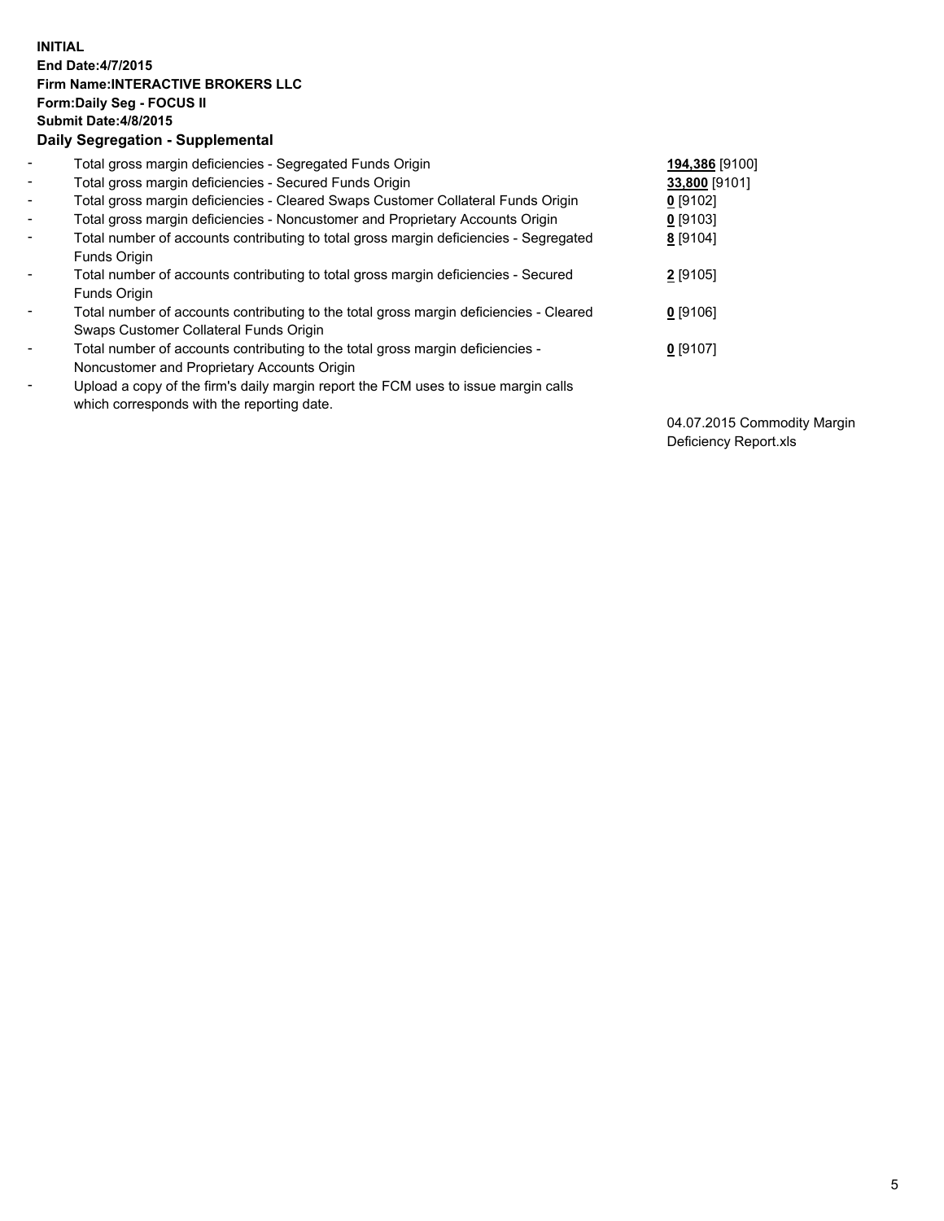**INITIAL**
**End Date:4/7/2015**
**Firm Name:INTERACTIVE BROKERS LLC**
**Form:Daily Seg - FOCUS II**
**Submit Date:4/8/2015**
**Daily Segregation - Supplemental**

| | | |
|---|---|---|
| - | Total gross margin deficiencies - Segregated Funds Origin | **194,386** [9100] |
| - | Total gross margin deficiencies - Secured Funds Origin | **33,800** [9101] |
| - | Total gross margin deficiencies - Cleared Swaps Customer Collateral Funds Origin | **0** [9102] |
| - | Total gross margin deficiencies - Noncustomer and Proprietary Accounts Origin | **0** [9103] |
| - | Total number of accounts contributing to total gross margin deficiencies - Segregated Funds Origin | **8** [9104] |
| - | Total number of accounts contributing to total gross margin deficiencies - Secured Funds Origin | **2** [9105] |
| - | Total number of accounts contributing to the total gross margin deficiencies - Cleared Swaps Customer Collateral Funds Origin | **0** [9106] |
| - | Total number of accounts contributing to the total gross margin deficiencies - Noncustomer and Proprietary Accounts Origin | **0** [9107] |
| - | Upload a copy of the firm's daily margin report the FCM uses to issue margin calls which corresponds with the reporting date. | 04.07.2015 Commodity Margin Deficiency Report.xls |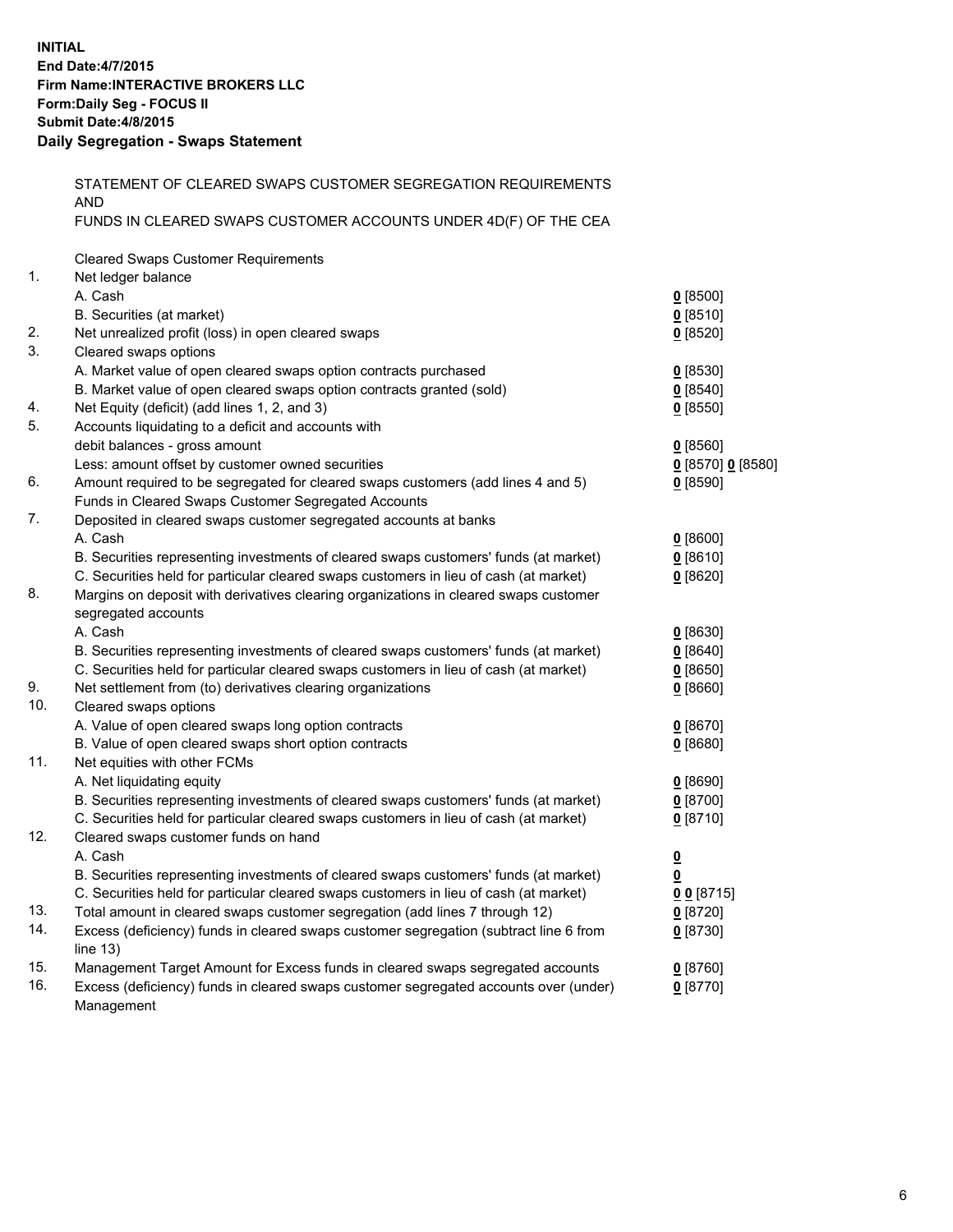**INITIAL**
**End Date:4/7/2015**
**Firm Name:INTERACTIVE BROKERS LLC**
**Form:Daily Seg - FOCUS II**
**Submit Date:4/8/2015**
**Daily Segregation - Swaps Statement**

STATEMENT OF CLEARED SWAPS CUSTOMER SEGREGATION REQUIREMENTS AND FUNDS IN CLEARED SWAPS CUSTOMER ACCOUNTS UNDER 4D(F) OF THE CEA

| | | |
|---|---|---|
| | Cleared Swaps Customer Requirements | |
| 1. | Net ledger balance | |
| | A. Cash | 0 [8500] |
| | B. Securities (at market) | 0 [8510] |
| 2. | Net unrealized profit (loss) in open cleared swaps | 0 [8520] |
| 3. | Cleared swaps options | |
| | A. Market value of open cleared swaps option contracts purchased | 0 [8530] |
| | B. Market value of open cleared swaps option contracts granted (sold) | 0 [8540] |
| 4. | Net Equity (deficit) (add lines 1, 2, and 3) | 0 [8550] |
| 5. | Accounts liquidating to a deficit and accounts with debit balances - gross amount | 0 [8560] |
| | Less: amount offset by customer owned securities | 0 [8570] 0 [8580] |
| 6. | Amount required to be segregated for cleared swaps customers (add lines 4 and 5) | 0 [8590] |
| | Funds in Cleared Swaps Customer Segregated Accounts | |
| 7. | Deposited in cleared swaps customer segregated accounts at banks | |
| | A. Cash | 0 [8600] |
| | B. Securities representing investments of cleared swaps customers' funds (at market) | 0 [8610] |
| | C. Securities held for particular cleared swaps customers in lieu of cash (at market) | 0 [8620] |
| 8. | Margins on deposit with derivatives clearing organizations in cleared swaps customer segregated accounts | |
| | A. Cash | 0 [8630] |
| | B. Securities representing investments of cleared swaps customers' funds (at market) | 0 [8640] |
| | C. Securities held for particular cleared swaps customers in lieu of cash (at market) | 0 [8650] |
| 9. | Net settlement from (to) derivatives clearing organizations | 0 [8660] |
| 10. | Cleared swaps options | |
| | A. Value of open cleared swaps long option contracts | 0 [8670] |
| | B. Value of open cleared swaps short option contracts | 0 [8680] |
| 11. | Net equities with other FCMs | |
| | A. Net liquidating equity | 0 [8690] |
| | B. Securities representing investments of cleared swaps customers' funds (at market) | 0 [8700] |
| | C. Securities held for particular cleared swaps customers in lieu of cash (at market) | 0 [8710] |
| 12. | Cleared swaps customer funds on hand | |
| | A. Cash | 0 |
| | B. Securities representing investments of cleared swaps customers' funds (at market) | 0 |
| | C. Securities held for particular cleared swaps customers in lieu of cash (at market) | 0 0 [8715] |
| 13. | Total amount in cleared swaps customer segregation (add lines 7 through 12) | 0 [8720] |
| 14. | Excess (deficiency) funds in cleared swaps customer segregation (subtract line 6 from line 13) | 0 [8730] |
| 15. | Management Target Amount for Excess funds in cleared swaps segregated accounts | 0 [8760] |
| 16. | Excess (deficiency) funds in cleared swaps customer segregated accounts over (under) Management | 0 [8770] |